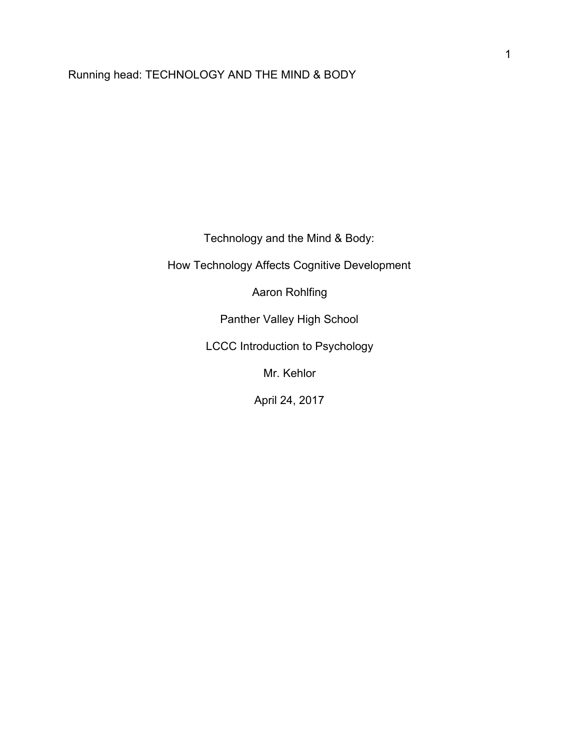# Technology and the Mind & Body:

## How Technology Affects Cognitive Development

Aaron Rohlfing

Panther Valley High School

LCCC Introduction to Psychology

Mr. Kehlor

April 24, 2017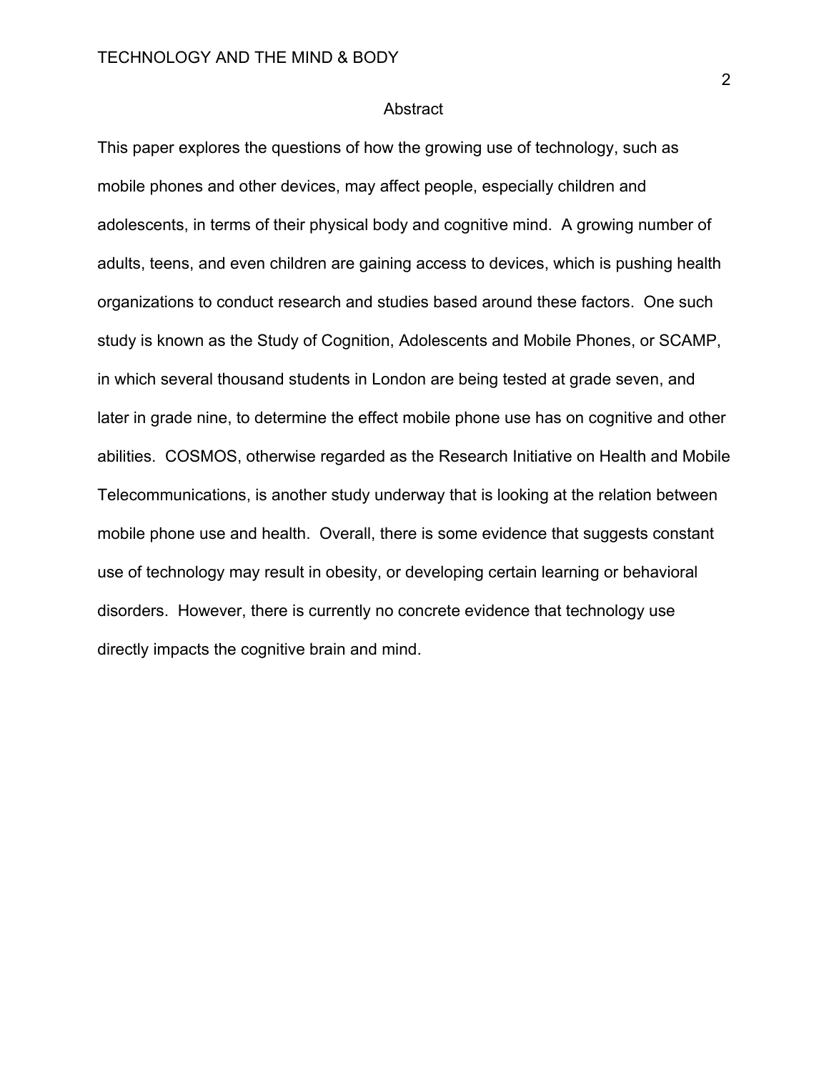## Abstract

This paper explores the questions of how the growing use of technology, such as mobile phones and other devices, may affect people, especially children and adolescents, in terms of their physical body and cognitive mind. A growing number of adults, teens, and even children are gaining access to devices, which is pushing health organizations to conduct research and studies based around these factors. One such study is known as the Study of Cognition, Adolescents and Mobile Phones, or SCAMP, in which several thousand students in London are being tested at grade seven, and later in grade nine, to determine the effect mobile phone use has on cognitive and other abilities. COSMOS, otherwise regarded as the Research Initiative on Health and Mobile Telecommunications, is another study underway that is looking at the relation between mobile phone use and health. Overall, there is some evidence that suggests constant use of technology may result in obesity, or developing certain learning or behavioral disorders. However, there is currently no concrete evidence that technology use directly impacts the cognitive brain and mind.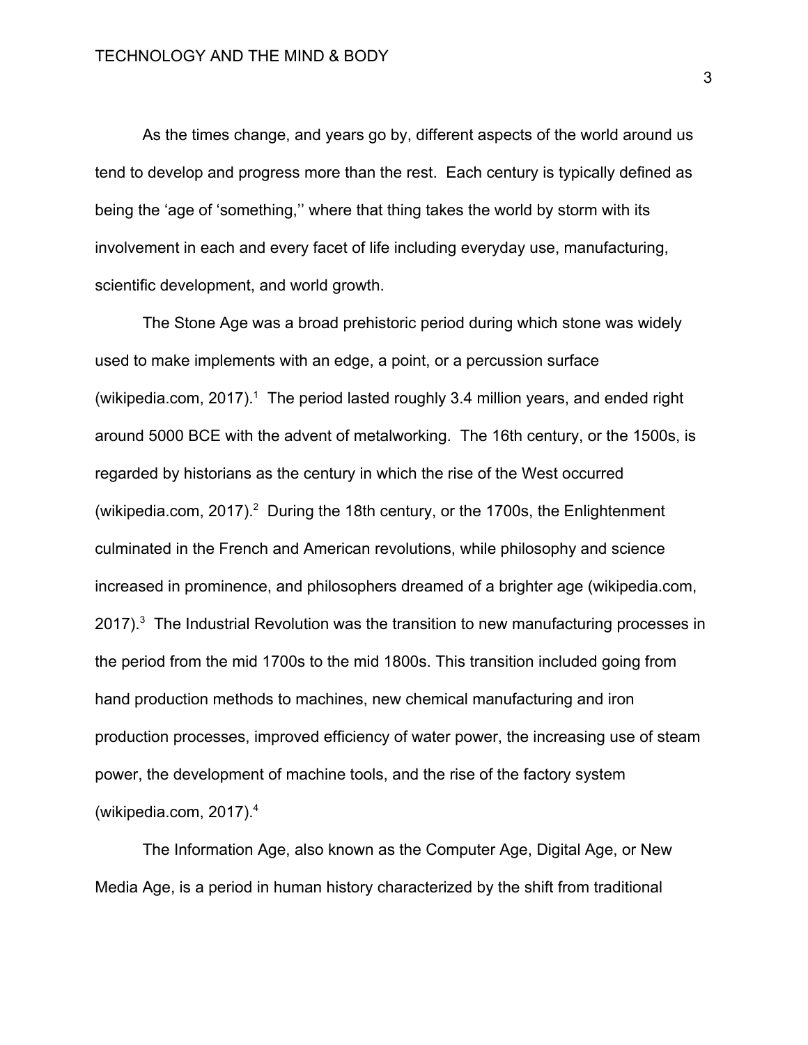As the times change, and years go by, different aspects of the world around us tend to develop and progress more than the rest. Each century is typically defined as being the ‘age of ‘something,’’ where that thing takes the world by storm with its involvement in each and every facet of life including everyday use, manufacturing, scientific development, and world growth.

The Stone Age was a broad prehistoric period during which stone was widely used to make implements with an edge, a point, or a percussion surface (wikipedia.com, 2017).[1] The period lasted roughly 3.4 million years, and ended right around 5000 BCE with the advent of metalworking. The 16th century, or the 1500s, is regarded by historians as the century in which the rise of the West occurred (wikipedia.com, 2017).[2] During the 18th century, or the 1700s, the Enlightenment culminated in the French and American revolutions, while philosophy and science increased in prominence, and philosophers dreamed of a brighter age (wikipedia.com, 2017).[3] The Industrial Revolution was the transition to new manufacturing processes in the period from the mid 1700s to the mid 1800s. This transition included going from hand production methods to machines, new chemical manufacturing and iron production processes, improved efficiency of water power, the increasing use of steam power, the development of machine tools, and the rise of the factory system (wikipedia.com, 2017).[4]

The Information Age, also known as the Computer Age, Digital Age, or New Media Age, is a period in human history characterized by the shift from traditional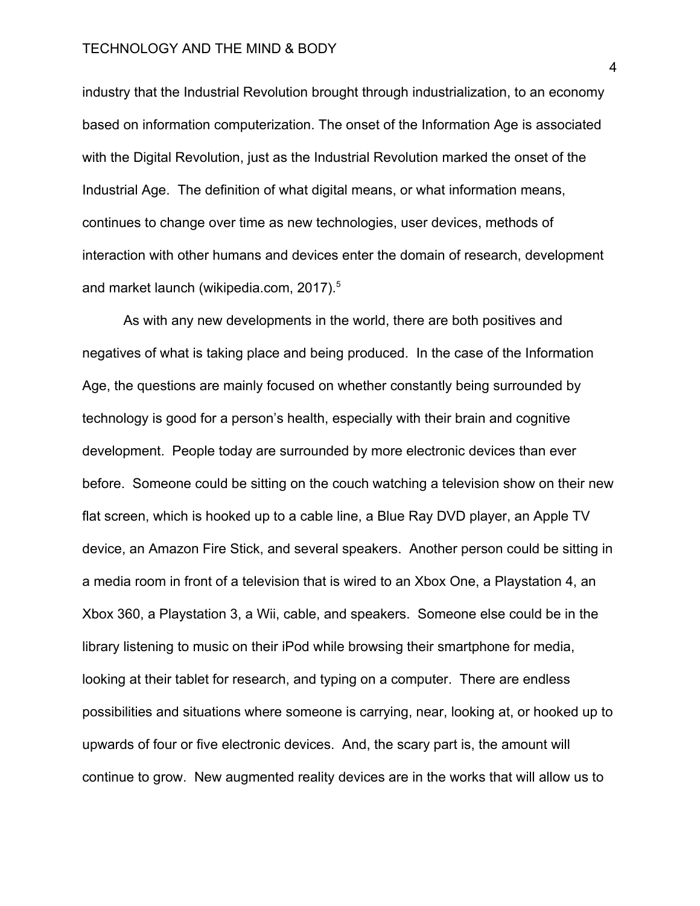industry that the Industrial Revolution brought through industrialization, to an economy based on information computerization. The onset of the Information Age is associated with the Digital Revolution, just as the Industrial Revolution marked the onset of the Industrial Age. The definition of what digital means, or what information means, continues to change over time as new technologies, user devices, methods of interaction with other humans and devices enter the domain of research, development and market launch (wikipedia.com, 2017).[5]

As with any new developments in the world, there are both positives and negatives of what is taking place and being produced. In the case of the Information Age, the questions are mainly focused on whether constantly being surrounded by technology is good for a person's health, especially with their brain and cognitive development. People today are surrounded by more electronic devices than ever before. Someone could be sitting on the couch watching a television show on their new flat screen, which is hooked up to a cable line, a Blue Ray DVD player, an Apple TV device, an Amazon Fire Stick, and several speakers. Another person could be sitting in a media room in front of a television that is wired to an Xbox One, a Playstation 4, an Xbox 360, a Playstation 3, a Wii, cable, and speakers. Someone else could be in the library listening to music on their iPod while browsing their smartphone for media, looking at their tablet for research, and typing on a computer. There are endless possibilities and situations where someone is carrying, near, looking at, or hooked up to upwards of four or five electronic devices. And, the scary part is, the amount will continue to grow. New augmented reality devices are in the works that will allow us to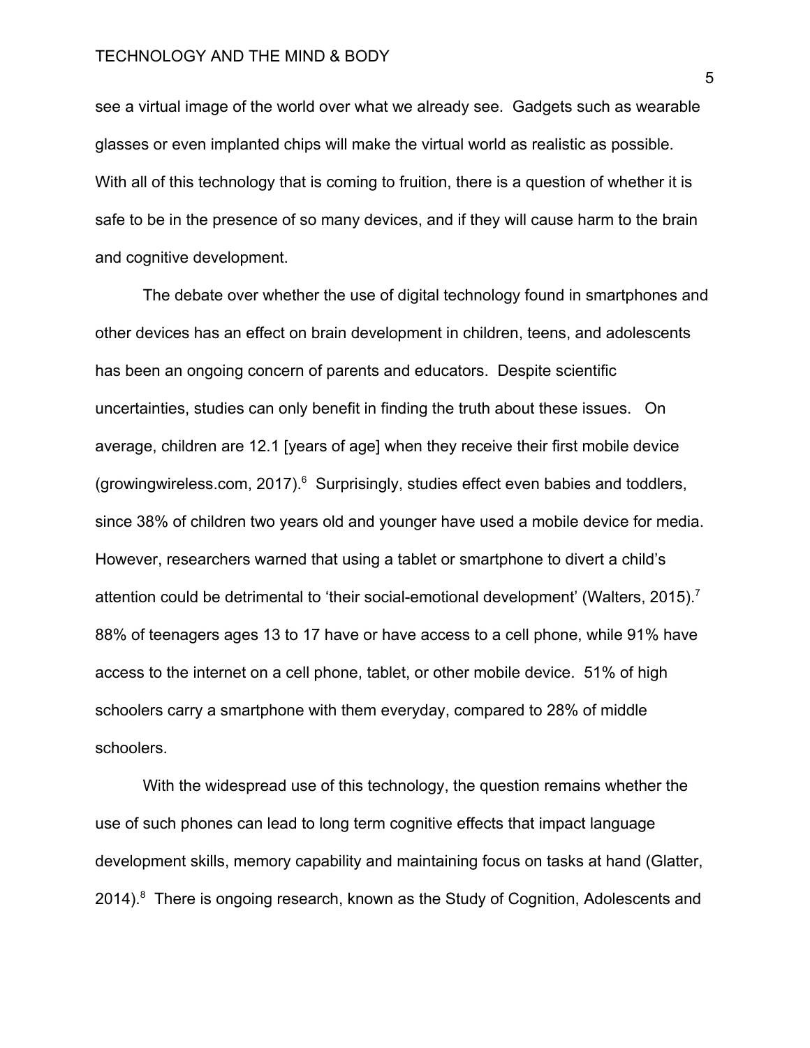see a virtual image of the world over what we already see. Gadgets such as wearable glasses or even implanted chips will make the virtual world as realistic as possible. With all of this technology that is coming to fruition, there is a question of whether it is safe to be in the presence of so many devices, and if they will cause harm to the brain and cognitive development.

The debate over whether the use of digital technology found in smartphones and other devices has an effect on brain development in children, teens, and adolescents has been an ongoing concern of parents and educators. Despite scientific uncertainties, studies can only benefit in finding the truth about these issues. On average, children are 12.1 [years of age] when they receive their first mobile device (growingwireless.com, 2017).[6] Surprisingly, studies effect even babies and toddlers, since 38% of children two years old and younger have used a mobile device for media. However, researchers warned that using a tablet or smartphone to divert a child's attention could be detrimental to 'their social-emotional development' (Walters, 2015).[7] 88% of teenagers ages 13 to 17 have or have access to a cell phone, while 91% have access to the internet on a cell phone, tablet, or other mobile device. 51% of high schoolers carry a smartphone with them everyday, compared to 28% of middle schoolers.

With the widespread use of this technology, the question remains whether the use of such phones can lead to long term cognitive effects that impact language development skills, memory capability and maintaining focus on tasks at hand (Glatter, 2014).[8] There is ongoing research, known as the Study of Cognition, Adolescents and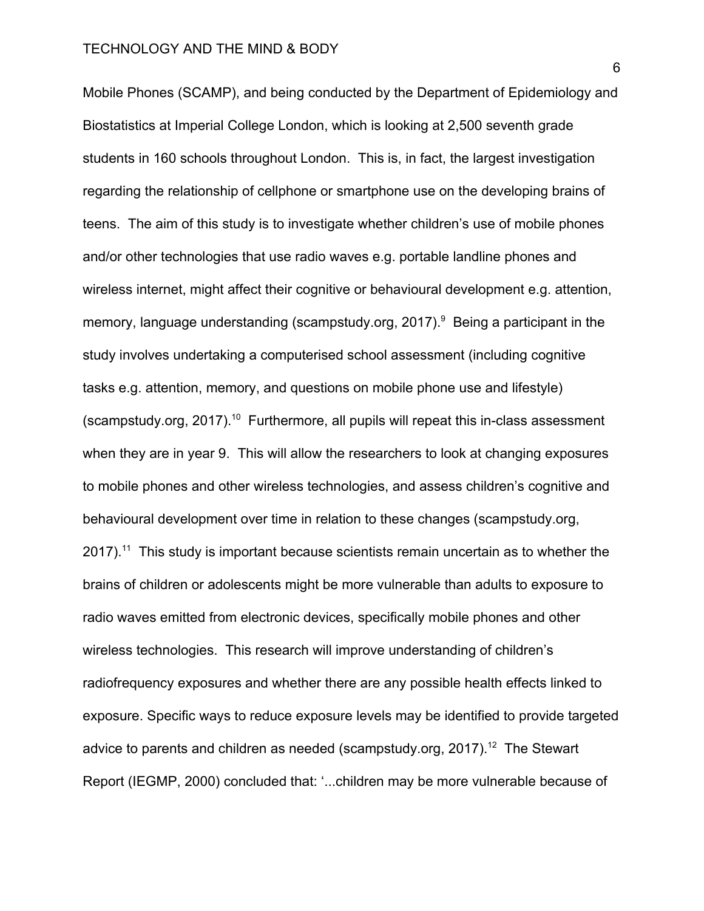Mobile Phones (SCAMP), and being conducted by the Department of Epidemiology and Biostatistics at Imperial College London, which is looking at 2,500 seventh grade students in 160 schools throughout London. This is, in fact, the largest investigation regarding the relationship of cellphone or smartphone use on the developing brains of teens. The aim of this study is to investigate whether children's use of mobile phones and/or other technologies that use radio waves e.g. portable landline phones and wireless internet, might affect their cognitive or behavioural development e.g. attention, memory, language understanding (scampstudy.org, 2017).[9] Being a participant in the study involves undertaking a computerised school assessment (including cognitive tasks e.g. attention, memory, and questions on mobile phone use and lifestyle) (scampstudy.org, 2017).[10] Furthermore, all pupils will repeat this in-class assessment when they are in year 9. This will allow the researchers to look at changing exposures to mobile phones and other wireless technologies, and assess children's cognitive and behavioural development over time in relation to these changes (scampstudy.org, 2017).[11] This study is important because scientists remain uncertain as to whether the brains of children or adolescents might be more vulnerable than adults to exposure to radio waves emitted from electronic devices, specifically mobile phones and other wireless technologies. This research will improve understanding of children's radiofrequency exposures and whether there are any possible health effects linked to exposure. Specific ways to reduce exposure levels may be identified to provide targeted advice to parents and children as needed (scampstudy.org, 2017).[12] The Stewart Report (IEGMP, 2000) concluded that: '...children may be more vulnerable because of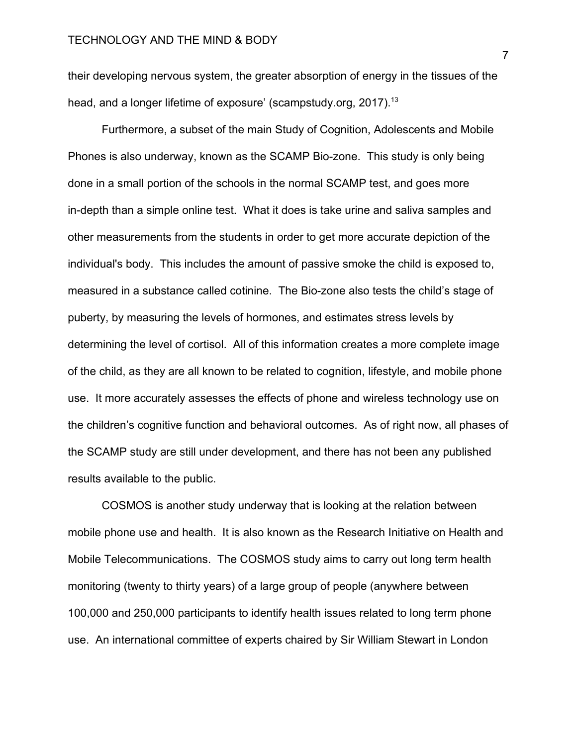their developing nervous system, the greater absorption of energy in the tissues of the head, and a longer lifetime of exposure' (scampstudy.org, 2017).[13]

Furthermore, a subset of the main Study of Cognition, Adolescents and Mobile Phones is also underway, known as the SCAMP Bio-zone. This study is only being done in a small portion of the schools in the normal SCAMP test, and goes more in-depth than a simple online test. What it does is take urine and saliva samples and other measurements from the students in order to get more accurate depiction of the individual's body. This includes the amount of passive smoke the child is exposed to, measured in a substance called cotinine. The Bio-zone also tests the child's stage of puberty, by measuring the levels of hormones, and estimates stress levels by determining the level of cortisol. All of this information creates a more complete image of the child, as they are all known to be related to cognition, lifestyle, and mobile phone use. It more accurately assesses the effects of phone and wireless technology use on the children's cognitive function and behavioral outcomes. As of right now, all phases of the SCAMP study are still under development, and there has not been any published results available to the public.

COSMOS is another study underway that is looking at the relation between mobile phone use and health. It is also known as the Research Initiative on Health and Mobile Telecommunications. The COSMOS study aims to carry out long term health monitoring (twenty to thirty years) of a large group of people (anywhere between 100,000 and 250,000 participants to identify health issues related to long term phone use. An international committee of experts chaired by Sir William Stewart in London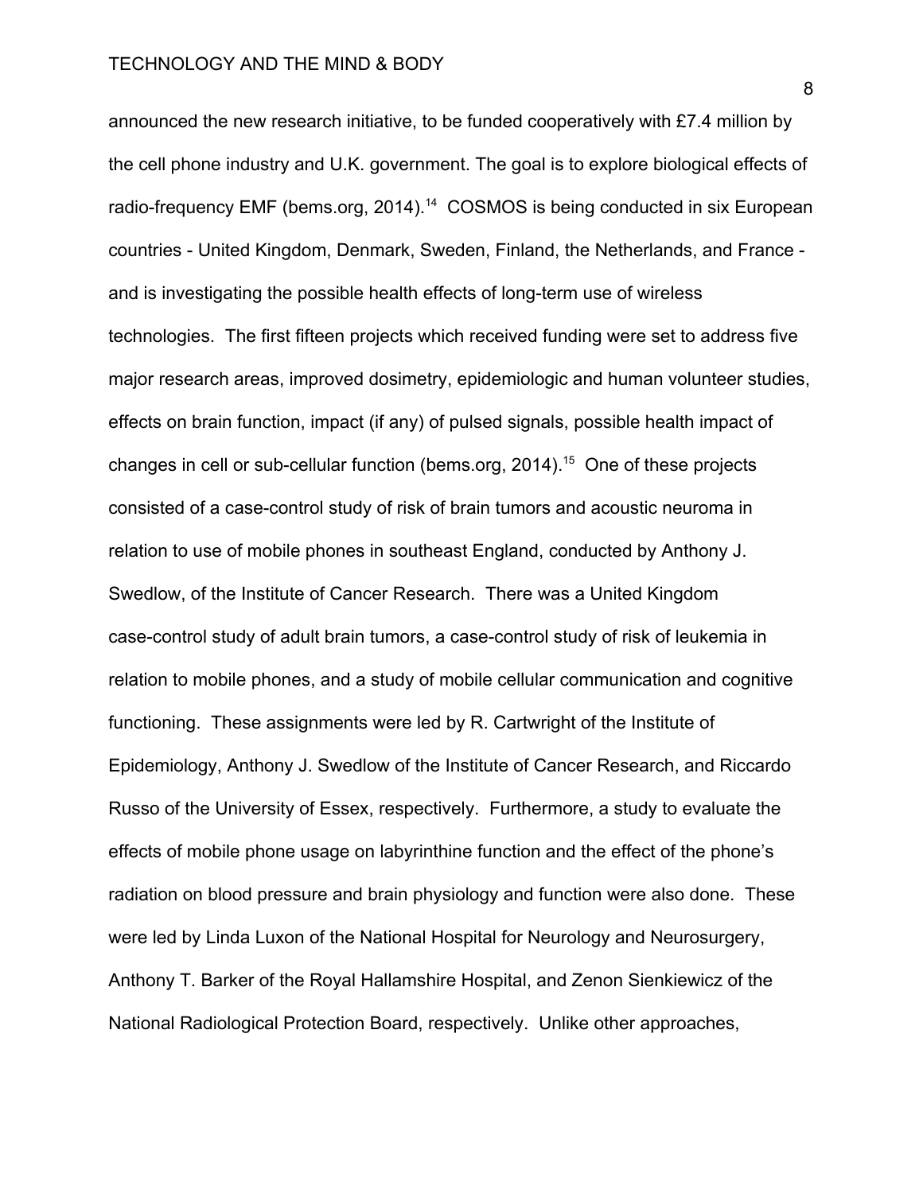announced the new research initiative, to be funded cooperatively with £7.4 million by the cell phone industry and U.K. government. The goal is to explore biological effects of radio-frequency EMF (bems.org, 2014).[14] COSMOS is being conducted in six European countries - United Kingdom, Denmark, Sweden, Finland, the Netherlands, and France - and is investigating the possible health effects of long-term use of wireless technologies. The first fifteen projects which received funding were set to address five major research areas, improved dosimetry, epidemiologic and human volunteer studies, effects on brain function, impact (if any) of pulsed signals, possible health impact of changes in cell or sub-cellular function (bems.org, 2014).[15] One of these projects consisted of a case-control study of risk of brain tumors and acoustic neuroma in relation to use of mobile phones in southeast England, conducted by Anthony J. Swedlow, of the Institute of Cancer Research. There was a United Kingdom case-control study of adult brain tumors, a case-control study of risk of leukemia in relation to mobile phones, and a study of mobile cellular communication and cognitive functioning. These assignments were led by R. Cartwright of the Institute of Epidemiology, Anthony J. Swedlow of the Institute of Cancer Research, and Riccardo Russo of the University of Essex, respectively. Furthermore, a study to evaluate the effects of mobile phone usage on labyrinthine function and the effect of the phone's radiation on blood pressure and brain physiology and function were also done. These were led by Linda Luxon of the National Hospital for Neurology and Neurosurgery, Anthony T. Barker of the Royal Hallamshire Hospital, and Zenon Sienkiewicz of the National Radiological Protection Board, respectively. Unlike other approaches,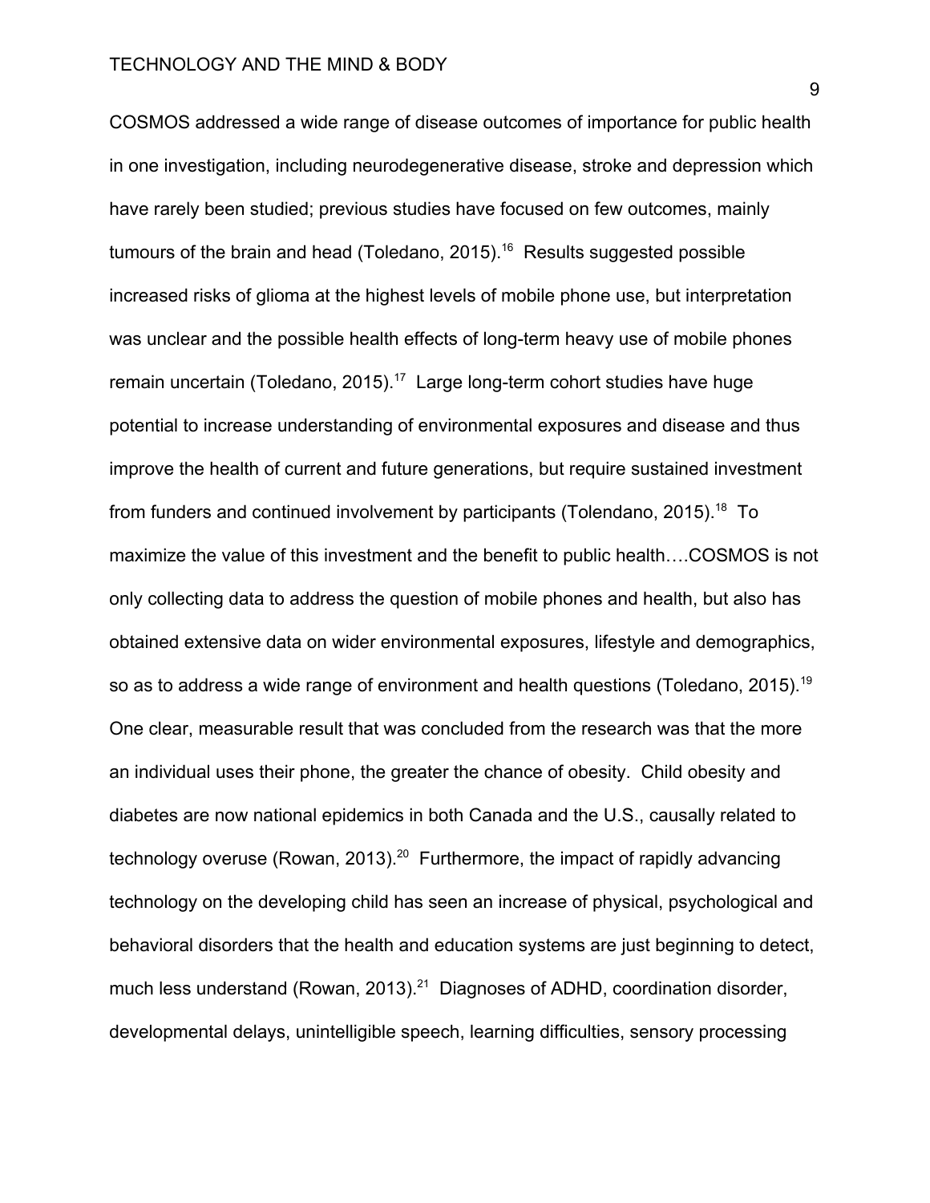COSMOS addressed a wide range of disease outcomes of importance for public health in one investigation, including neurodegenerative disease, stroke and depression which have rarely been studied; previous studies have focused on few outcomes, mainly tumours of the brain and head (Toledano, 2015).[16] Results suggested possible increased risks of glioma at the highest levels of mobile phone use, but interpretation was unclear and the possible health effects of long-term heavy use of mobile phones remain uncertain (Toledano, 2015).[17] Large long-term cohort studies have huge potential to increase understanding of environmental exposures and disease and thus improve the health of current and future generations, but require sustained investment from funders and continued involvement by participants (Tolendano, 2015).[18] To maximize the value of this investment and the benefit to public health….COSMOS is not only collecting data to address the question of mobile phones and health, but also has obtained extensive data on wider environmental exposures, lifestyle and demographics, so as to address a wide range of environment and health questions (Toledano, 2015).[19] One clear, measurable result that was concluded from the research was that the more an individual uses their phone, the greater the chance of obesity. Child obesity and diabetes are now national epidemics in both Canada and the U.S., causally related to technology overuse (Rowan, 2013).[20] Furthermore, the impact of rapidly advancing technology on the developing child has seen an increase of physical, psychological and behavioral disorders that the health and education systems are just beginning to detect, much less understand (Rowan, 2013).[21] Diagnoses of ADHD, coordination disorder, developmental delays, unintelligible speech, learning difficulties, sensory processing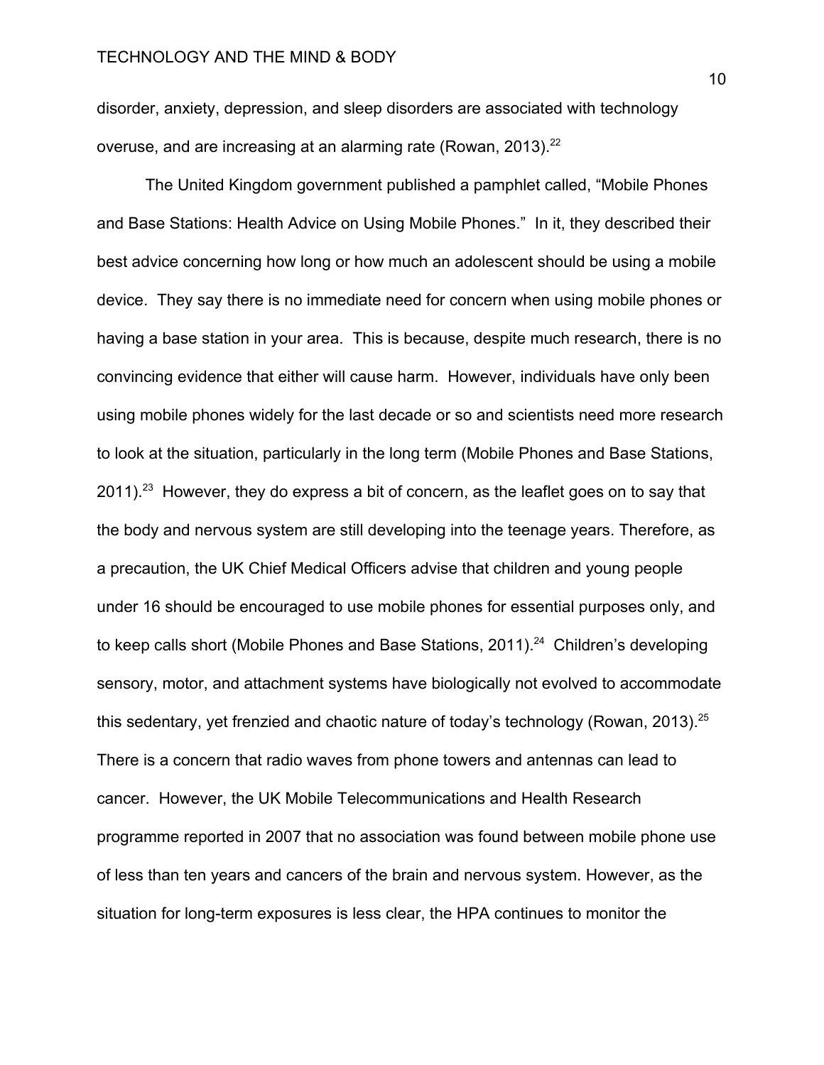disorder, anxiety, depression, and sleep disorders are associated with technology overuse, and are increasing at an alarming rate (Rowan, 2013).[22]

The United Kingdom government published a pamphlet called, "Mobile Phones and Base Stations: Health Advice on Using Mobile Phones." In it, they described their best advice concerning how long or how much an adolescent should be using a mobile device. They say there is no immediate need for concern when using mobile phones or having a base station in your area. This is because, despite much research, there is no convincing evidence that either will cause harm. However, individuals have only been using mobile phones widely for the last decade or so and scientists need more research to look at the situation, particularly in the long term (Mobile Phones and Base Stations, 2011).[23] However, they do express a bit of concern, as the leaflet goes on to say that the body and nervous system are still developing into the teenage years. Therefore, as a precaution, the UK Chief Medical Officers advise that children and young people under 16 should be encouraged to use mobile phones for essential purposes only, and to keep calls short (Mobile Phones and Base Stations, 2011).[24] Children's developing sensory, motor, and attachment systems have biologically not evolved to accommodate this sedentary, yet frenzied and chaotic nature of today's technology (Rowan, 2013).[25] There is a concern that radio waves from phone towers and antennas can lead to cancer. However, the UK Mobile Telecommunications and Health Research programme reported in 2007 that no association was found between mobile phone use of less than ten years and cancers of the brain and nervous system. However, as the situation for long-term exposures is less clear, the HPA continues to monitor the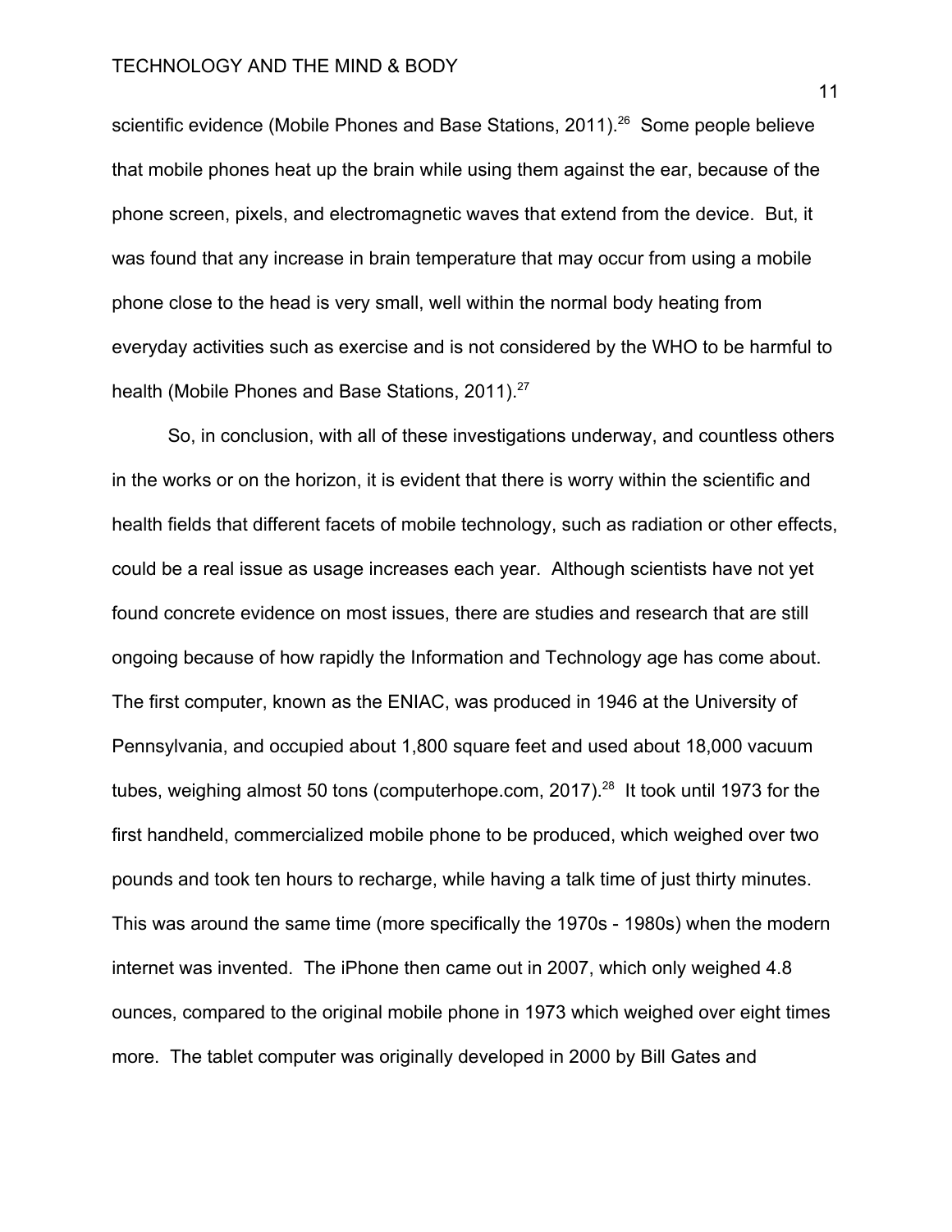scientific evidence (Mobile Phones and Base Stations, 2011).[26] Some people believe that mobile phones heat up the brain while using them against the ear, because of the phone screen, pixels, and electromagnetic waves that extend from the device. But, it was found that any increase in brain temperature that may occur from using a mobile phone close to the head is very small, well within the normal body heating from everyday activities such as exercise and is not considered by the WHO to be harmful to health (Mobile Phones and Base Stations, 2011).[27]

So, in conclusion, with all of these investigations underway, and countless others in the works or on the horizon, it is evident that there is worry within the scientific and health fields that different facets of mobile technology, such as radiation or other effects, could be a real issue as usage increases each year. Although scientists have not yet found concrete evidence on most issues, there are studies and research that are still ongoing because of how rapidly the Information and Technology age has come about. The first computer, known as the ENIAC, was produced in 1946 at the University of Pennsylvania, and occupied about 1,800 square feet and used about 18,000 vacuum tubes, weighing almost 50 tons (computerhope.com, 2017).[28] It took until 1973 for the first handheld, commercialized mobile phone to be produced, which weighed over two pounds and took ten hours to recharge, while having a talk time of just thirty minutes. This was around the same time (more specifically the 1970s - 1980s) when the modern internet was invented. The iPhone then came out in 2007, which only weighed 4.8 ounces, compared to the original mobile phone in 1973 which weighed over eight times more. The tablet computer was originally developed in 2000 by Bill Gates and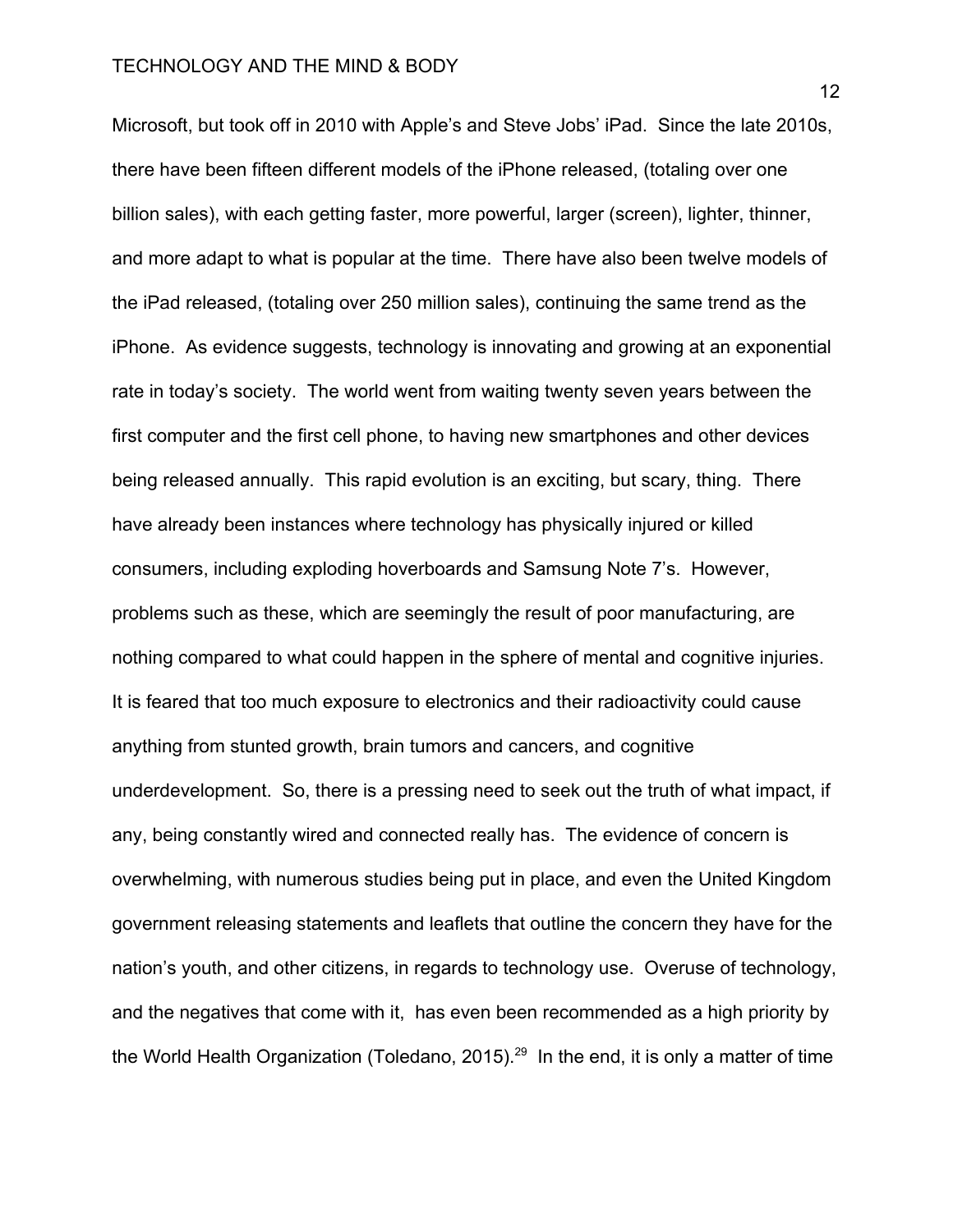Microsoft, but took off in 2010 with Apple's and Steve Jobs' iPad. Since the late 2010s, there have been fifteen different models of the iPhone released, (totaling over one billion sales), with each getting faster, more powerful, larger (screen), lighter, thinner, and more adapt to what is popular at the time. There have also been twelve models of the iPad released, (totaling over 250 million sales), continuing the same trend as the iPhone. As evidence suggests, technology is innovating and growing at an exponential rate in today's society. The world went from waiting twenty seven years between the first computer and the first cell phone, to having new smartphones and other devices being released annually. This rapid evolution is an exciting, but scary, thing. There have already been instances where technology has physically injured or killed consumers, including exploding hoverboards and Samsung Note 7's. However, problems such as these, which are seemingly the result of poor manufacturing, are nothing compared to what could happen in the sphere of mental and cognitive injuries. It is feared that too much exposure to electronics and their radioactivity could cause anything from stunted growth, brain tumors and cancers, and cognitive underdevelopment. So, there is a pressing need to seek out the truth of what impact, if any, being constantly wired and connected really has. The evidence of concern is overwhelming, with numerous studies being put in place, and even the United Kingdom government releasing statements and leaflets that outline the concern they have for the nation's youth, and other citizens, in regards to technology use. Overuse of technology, and the negatives that come with it, has even been recommended as a high priority by the World Health Organization (Toledano, 2015).[29] In the end, it is only a matter of time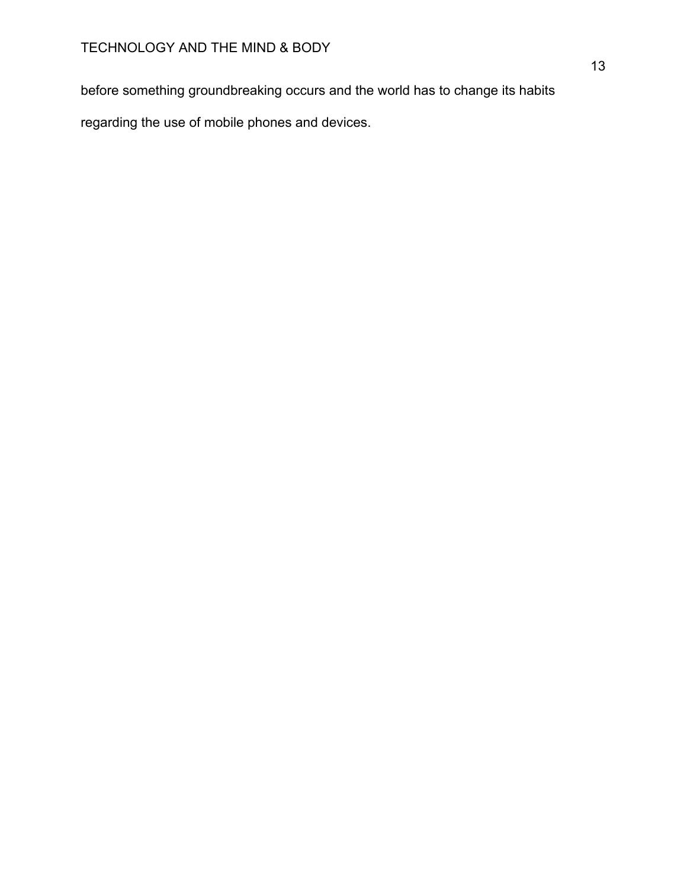before something groundbreaking occurs and the world has to change its habits regarding the use of mobile phones and devices.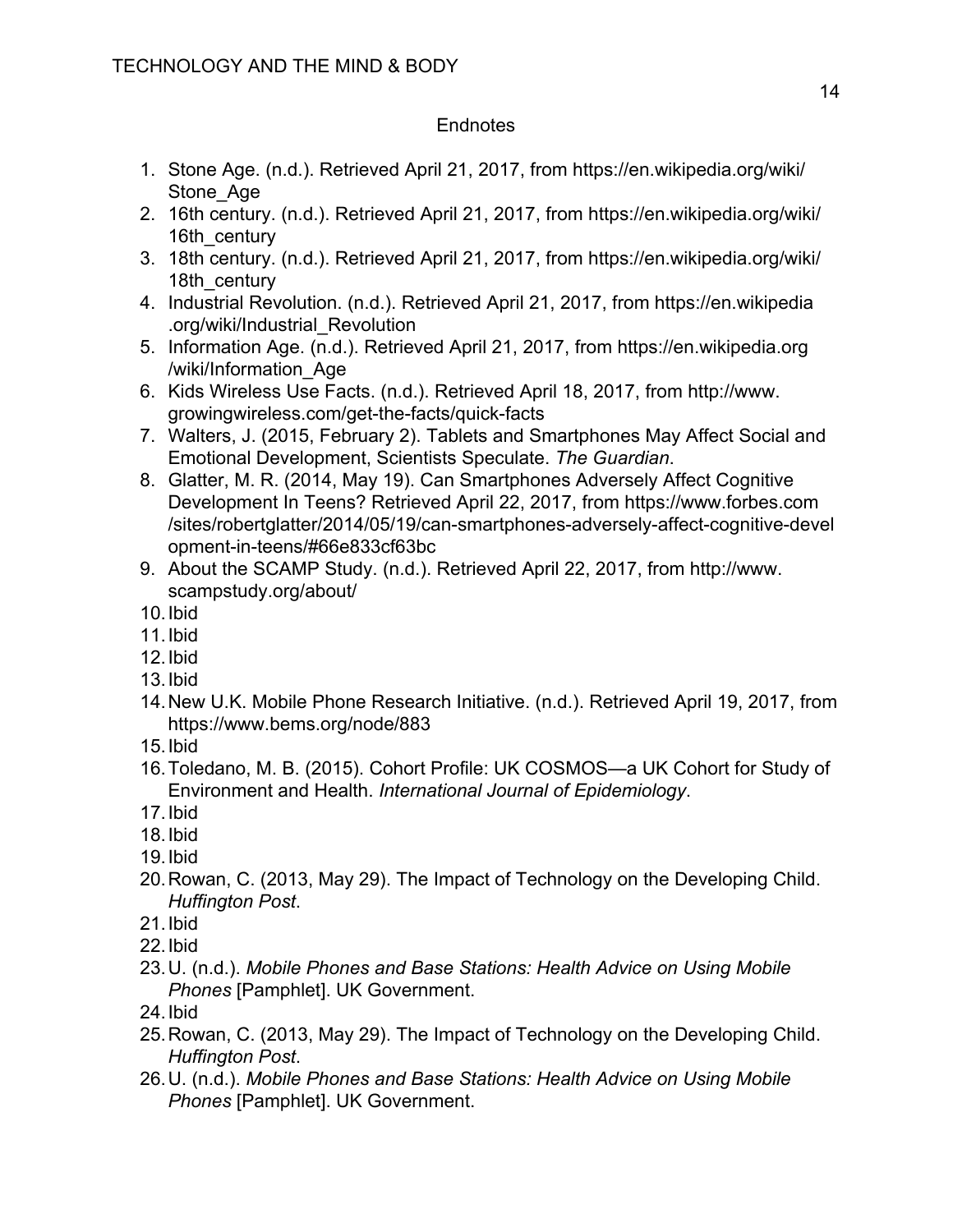## Endnotes

1. Stone Age. (n.d.). Retrieved April 21, 2017, from https://en.wikipedia.org/wiki/Stone_Age
2. 16th century. (n.d.). Retrieved April 21, 2017, from https://en.wikipedia.org/wiki/16th_century
3. 18th century. (n.d.). Retrieved April 21, 2017, from https://en.wikipedia.org/wiki/18th_century
4. Industrial Revolution. (n.d.). Retrieved April 21, 2017, from https://en.wikipedia.org/wiki/Industrial_Revolution
5. Information Age. (n.d.). Retrieved April 21, 2017, from https://en.wikipedia.org/wiki/Information_Age
6. Kids Wireless Use Facts. (n.d.). Retrieved April 18, 2017, from http://www.growingwireless.com/get-the-facts/quick-facts
7. Walters, J. (2015, February 2). Tablets and Smartphones May Affect Social and Emotional Development, Scientists Speculate. *The Guardian*.
8. Glatter, M. R. (2014, May 19). Can Smartphones Adversely Affect Cognitive Development In Teens? Retrieved April 22, 2017, from https://www.forbes.com/sites/robertglatter/2014/05/19/can-smartphones-adversely-affect-cognitive-development-in-teens/#66e833cf63bc
9. About the SCAMP Study. (n.d.). Retrieved April 22, 2017, from http://www.scampstudy.org/about/
10. Ibid
11. Ibid
12. Ibid
13. Ibid
14. New U.K. Mobile Phone Research Initiative. (n.d.). Retrieved April 19, 2017, from https://www.bems.org/node/883
15. Ibid
16. Toledano, M. B. (2015). Cohort Profile: UK COSMOS—a UK Cohort for Study of Environment and Health. *International Journal of Epidemiology*.
17. Ibid
18. Ibid
19. Ibid
20. Rowan, C. (2013, May 29). The Impact of Technology on the Developing Child. *Huffington Post*.
21. Ibid
22. Ibid
23. U. (n.d.). *Mobile Phones and Base Stations: Health Advice on Using Mobile Phones* [Pamphlet]. UK Government.
24. Ibid
25. Rowan, C. (2013, May 29). The Impact of Technology on the Developing Child. *Huffington Post*.
26. U. (n.d.). *Mobile Phones and Base Stations: Health Advice on Using Mobile Phones* [Pamphlet]. UK Government.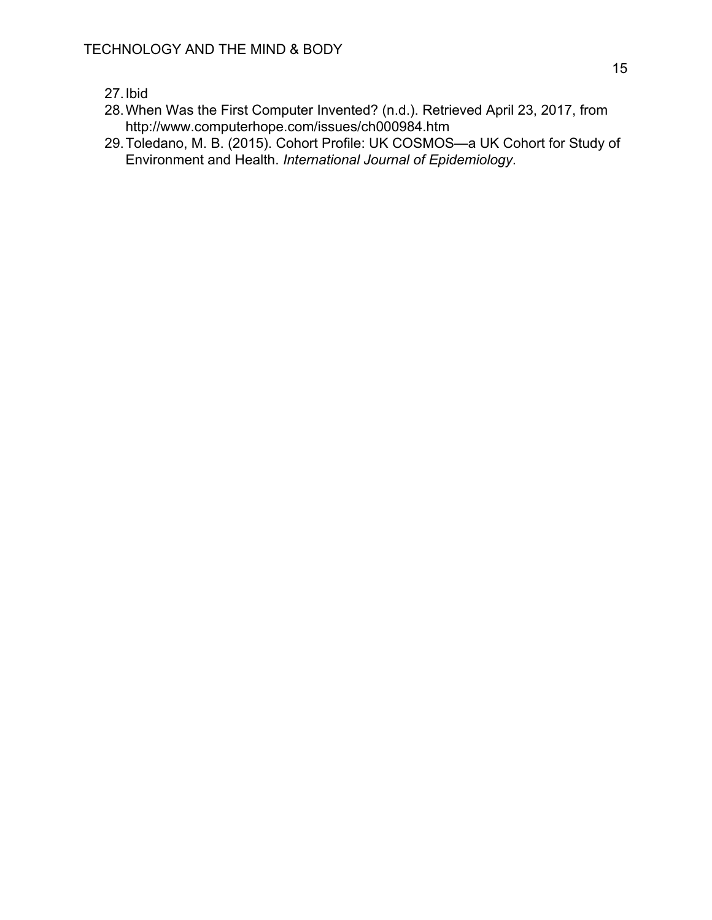27. Ibid
28. When Was the First Computer Invented? (n.d.). Retrieved April 23, 2017, from http://www.computerhope.com/issues/ch000984.htm
29. Toledano, M. B. (2015). Cohort Profile: UK COSMOS—a UK Cohort for Study of Environment and Health. *International Journal of Epidemiology*.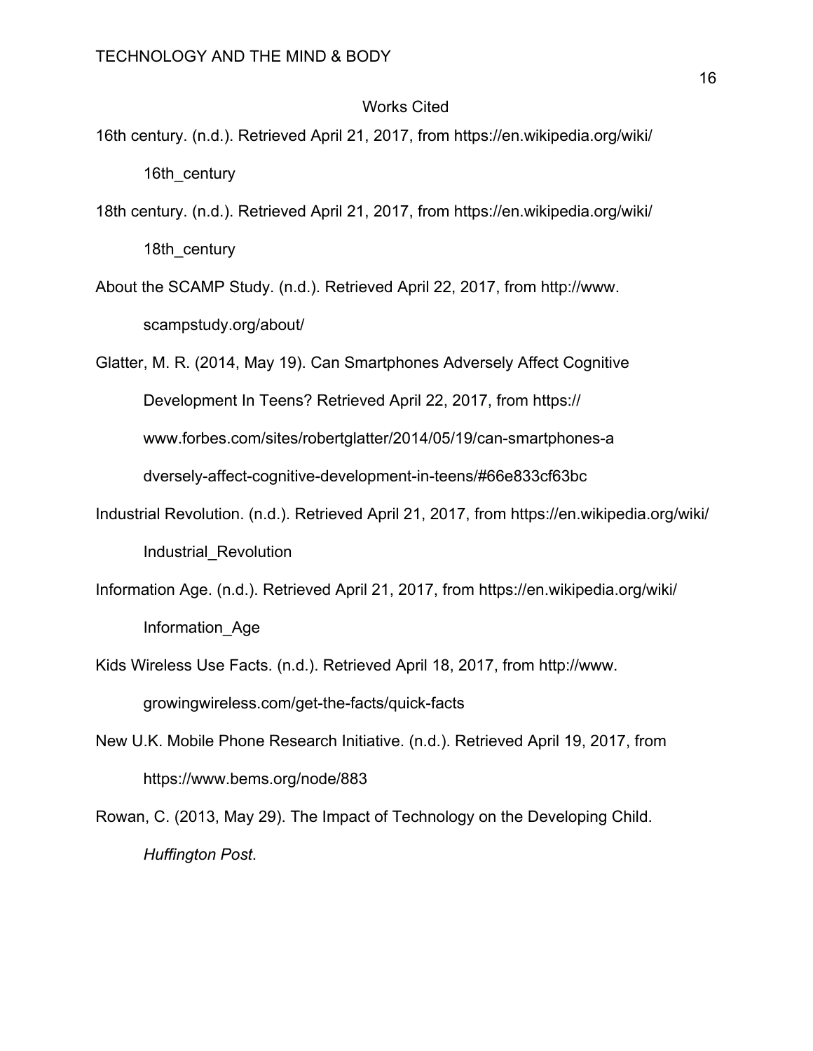# Works Cited

16th century. (n.d.). Retrieved April 21, 2017, from https://en.wikipedia.org/wiki/16th_century

18th century. (n.d.). Retrieved April 21, 2017, from https://en.wikipedia.org/wiki/18th_century

About the SCAMP Study. (n.d.). Retrieved April 22, 2017, from http://www.scampstudy.org/about/

Glatter, M. R. (2014, May 19). Can Smartphones Adversely Affect Cognitive Development In Teens? Retrieved April 22, 2017, from https://www.forbes.com/sites/robertglatter/2014/05/19/can-smartphones-adversely-affect-cognitive-development-in-teens/#66e833cf63bc

Industrial Revolution. (n.d.). Retrieved April 21, 2017, from https://en.wikipedia.org/wiki/Industrial_Revolution

Information Age. (n.d.). Retrieved April 21, 2017, from https://en.wikipedia.org/wiki/Information_Age

Kids Wireless Use Facts. (n.d.). Retrieved April 18, 2017, from http://www.growingwireless.com/get-the-facts/quick-facts

New U.K. Mobile Phone Research Initiative. (n.d.). Retrieved April 19, 2017, from https://www.bems.org/node/883

Rowan, C. (2013, May 29). The Impact of Technology on the Developing Child. *Huffington Post*.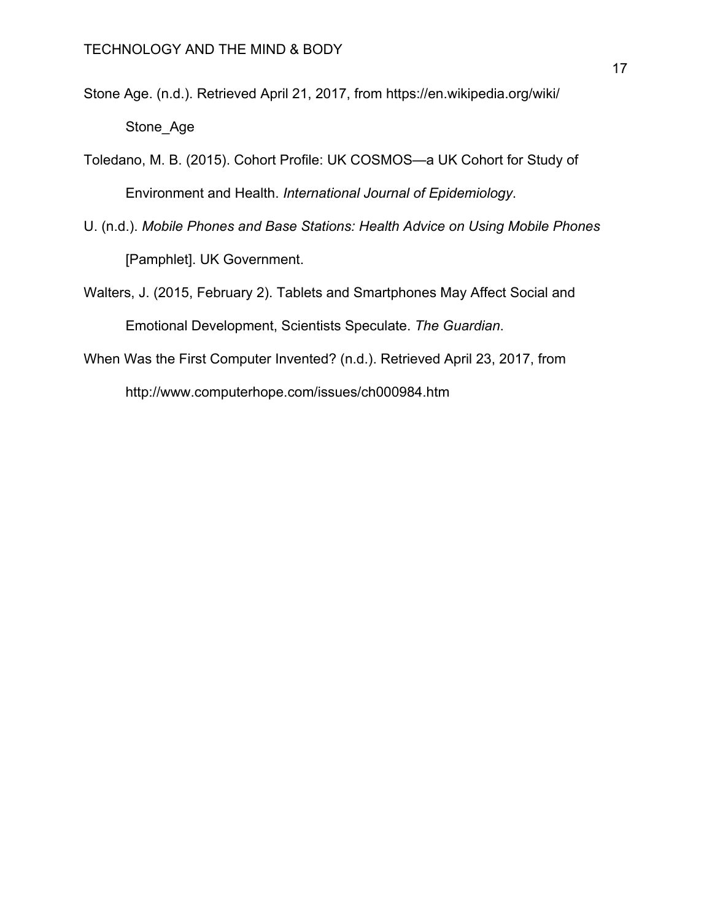Stone Age. (n.d.). Retrieved April 21, 2017, from https://en.wikipedia.org/wiki/Stone_Age

Toledano, M. B. (2015). Cohort Profile: UK COSMOS—a UK Cohort for Study of Environment and Health. *International Journal of Epidemiology*.

U. (n.d.). *Mobile Phones and Base Stations: Health Advice on Using Mobile Phones* [Pamphlet]. UK Government.

Walters, J. (2015, February 2). Tablets and Smartphones May Affect Social and Emotional Development, Scientists Speculate. *The Guardian*.

When Was the First Computer Invented? (n.d.). Retrieved April 23, 2017, from http://www.computerhope.com/issues/ch000984.htm